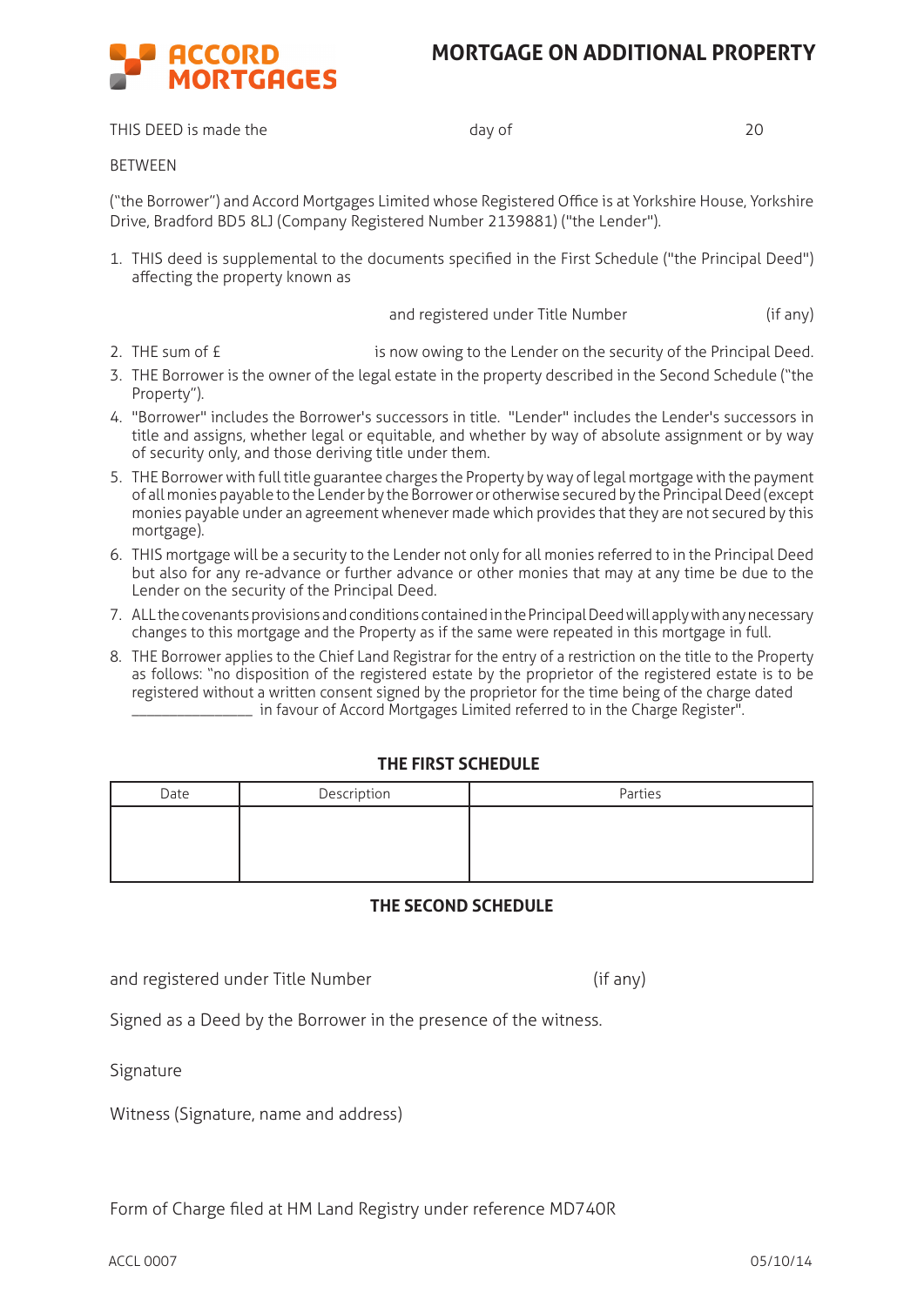ACCORD MORTGAGES

# MORTGAGE ON ADDITIONAL PROPERTY

THIS DEED is made the day of 20

BETWEEN

("the Borrower") and Accord Mortgages Limited whose Registered Office is at Yorkshire House, Yorkshire Drive, Bradford BD5 8LJ (Company Registered Number 2139881) ("the Lender").

1. THIS deed is supplemental to the documents specified in the First Schedule ("the Principal Deed") affecting the property known as

   and registered under Title Number (if any)

2. THE sum of £ is now owing to the Lender on the security of the Principal Deed.
3. THE Borrower is the owner of the legal estate in the property described in the Second Schedule ("the Property").
4. "Borrower" includes the Borrower's successors in title. "Lender" includes the Lender's successors in title and assigns, whether legal or equitable, and whether by way of absolute assignment or by way of security only, and those deriving title under them.
5. THE Borrower with full title guarantee charges the Property by way of legal mortgage with the payment of all monies payable to the Lender by the Borrower or otherwise secured by the Principal Deed (except monies payable under an agreement whenever made which provides that they are not secured by this mortgage).
6. THIS mortgage will be a security to the Lender not only for all monies referred to in the Principal Deed but also for any re-advance or further advance or other monies that may at any time be due to the Lender on the security of the Principal Deed.
7. ALL the covenants provisions and conditions contained in the Principal Deed will apply with any necessary changes to this mortgage and the Property as if the same were repeated in this mortgage in full.
8. THE Borrower applies to the Chief Land Registrar for the entry of a restriction on the title to the Property as follows: "no disposition of the registered estate by the proprietor of the registered estate is to be registered without a written consent signed by the proprietor for the time being of the charge dated _______________ in favour of Accord Mortgages Limited referred to in the Charge Register".

## THE FIRST SCHEDULE

| Date | Description | Parties |
|---|---|---|
| | | |

## THE SECOND SCHEDULE

and registered under Title Number (if any)

Signed as a Deed by the Borrower in the presence of the witness.

Signature

Witness (Signature, name and address)

Form of Charge filed at HM Land Registry under reference MD740R

ACCL 0007 05/10/14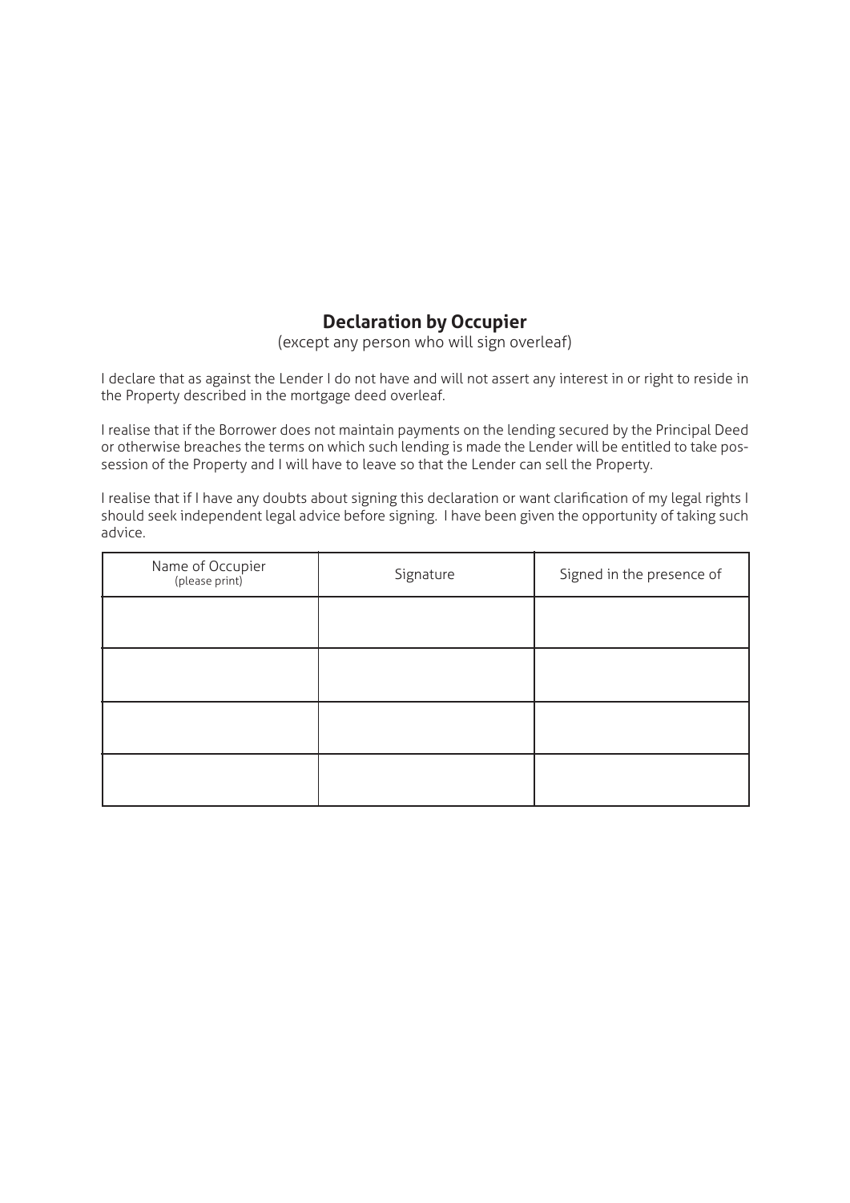## Declaration by Occupier

(except any person who will sign overleaf)

I declare that as against the Lender I do not have and will not assert any interest in or right to reside in the Property described in the mortgage deed overleaf.

I realise that if the Borrower does not maintain payments on the lending secured by the Principal Deed or otherwise breaches the terms on which such lending is made the Lender will be entitled to take possession of the Property and I will have to leave so that the Lender can sell the Property.

I realise that if I have any doubts about signing this declaration or want clarification of my legal rights I should seek independent legal advice before signing. I have been given the opportunity of taking such advice.

| Name of Occupier (please print) | Signature | Signed in the presence of |
| --- | --- | --- |
| | | |
| | | |
| | | |
| | | |